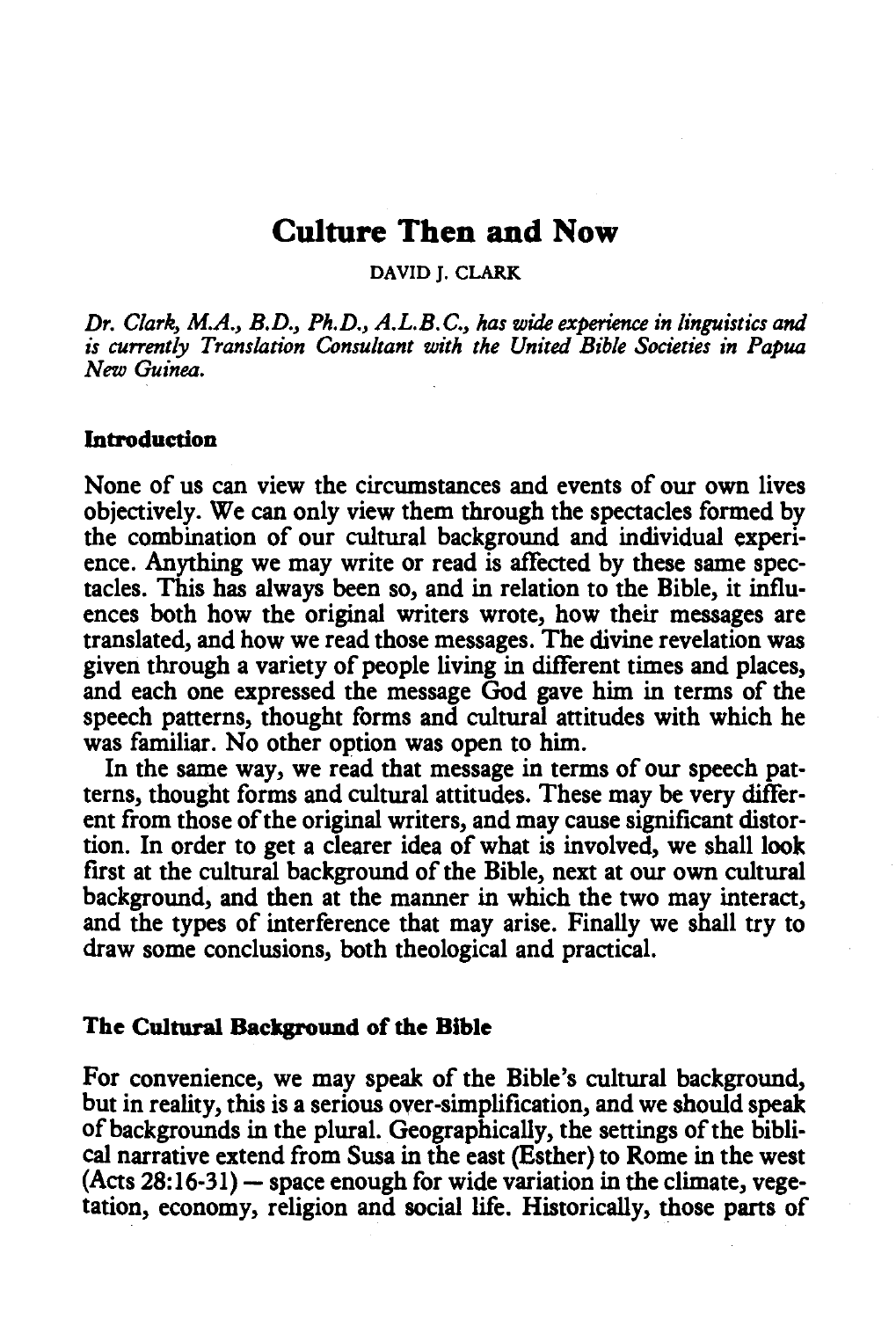# Culture Then and Now

DAVID J. CLARK

*Dr. Clark, M.A., B.D., Ph.D., A.L.B.C., has wide experience in linguistics and is currently Translation Consultant with the United Bible Societies in Papua New Guinea.*

## Introduction

None of us can view the circumstances and events of our own lives objectively. We can only view them through the spectacles formed by the combination of our cultural background and individual experience. Anything we may write or read is affected by these same spectacles. This has always been so, and in relation to the Bible, it influences both how the original writers wrote, how their messages are translated, and how we read those messages. The divine revelation was given through a variety of people living in different times and places, and each one expressed the message God gave him in terms of the speech patterns, thought forms and cultural attitudes with which he was familiar. No other option was open to him.

In the same way, we read that message in terms of our speech patterns, thought forms and cultural attitudes. These may be very different from those of the original writers, and may cause significant distortion. In order to get a clearer idea of what is involved, we shall look first at the cultural background of the Bible, next at our own cultural background, and then at the manner in which the two may interact, and the types of interference that may arise. Finally we shall try to draw some conclusions, both theological and practical.

## The Cultural Background of the Bible

For convenience, we may speak of the Bible's cultural background, but in reality, this is a serious over-simplification, and we should speak of backgrounds in the plural. Geographically, the settings of the biblical narrative extend from Susa in the east (Esther) to Rome in the west (Acts 28:16-31) — space enough for wide variation in the climate, vegetation, economy, religion and social life. Historically, those parts of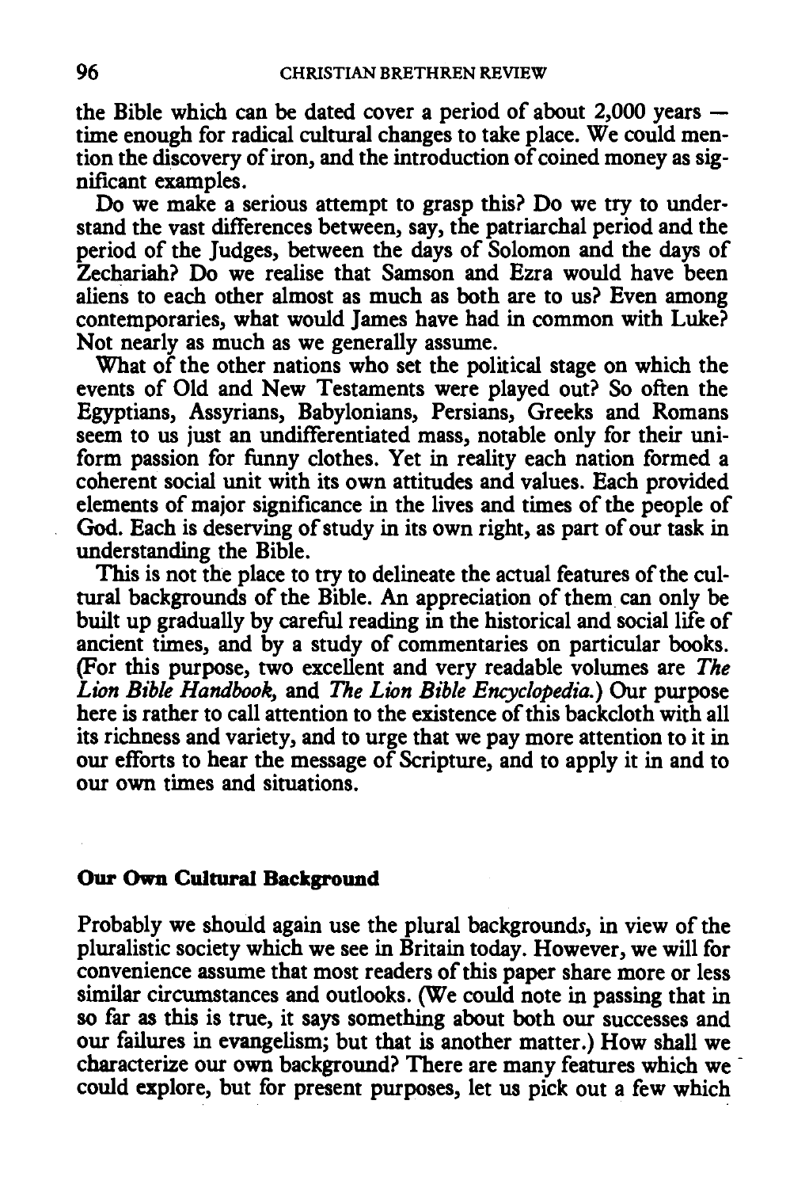the Bible which can be dated cover a period of about 2,000 years — time enough for radical cultural changes to take place. We could mention the discovery of iron, and the introduction of coined money as significant examples.

Do we make a serious attempt to grasp this? Do we try to understand the vast differences between, say, the patriarchal period and the period of the Judges, between the days of Solomon and the days of Zechariah? Do we realise that Samson and Ezra would have been aliens to each other almost as much as both are to us? Even among contemporaries, what would James have had in common with Luke? Not nearly as much as we generally assume.

What of the other nations who set the political stage on which the events of Old and New Testaments were played out? So often the Egyptians, Assyrians, Babylonians, Persians, Greeks and Romans seem to us just an undifferentiated mass, notable only for their uniform passion for funny clothes. Yet in reality each nation formed a coherent social unit with its own attitudes and values. Each provided elements of major significance in the lives and times of the people of God. Each is deserving of study in its own right, as part of our task in understanding the Bible.

This is not the place to try to delineate the actual features of the cultural backgrounds of the Bible. An appreciation of them can only be built up gradually by careful reading in the historical and social life of ancient times, and by a study of commentaries on particular books. (For this purpose, two excellent and very readable volumes are *The Lion Bible Handbook*, and *The Lion Bible Encyclopedia*.) Our purpose here is rather to call attention to the existence of this backcloth with all its richness and variety, and to urge that we pay more attention to it in our efforts to hear the message of Scripture, and to apply it in and to our own times and situations.

## Our Own Cultural Background

Probably we should again use the plural background*s*, in view of the pluralistic society which we see in Britain today. However, we will for convenience assume that most readers of this paper share more or less similar circumstances and outlooks. (We could note in passing that in so far as this is true, it says something about both our successes and our failures in evangelism; but that is another matter.) How shall we characterize our own background? There are many features which we could explore, but for present purposes, let us pick out a few which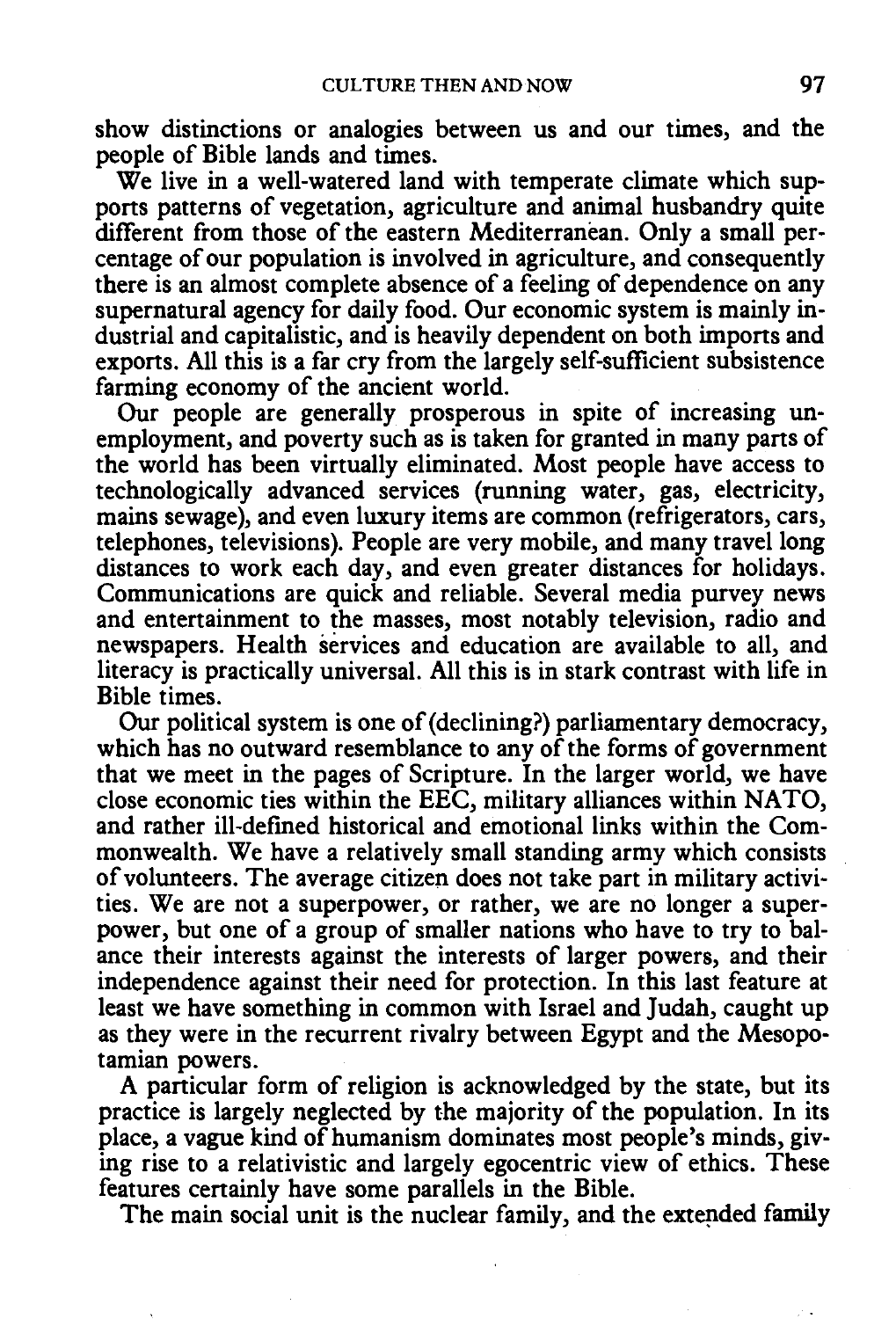show distinctions or analogies between us and our times, and the people of Bible lands and times.

We live in a well-watered land with temperate climate which supports patterns of vegetation, agriculture and animal husbandry quite different from those of the eastern Mediterranean. Only a small percentage of our population is involved in agriculture, and consequently there is an almost complete absence of a feeling of dependence on any supernatural agency for daily food. Our economic system is mainly industrial and capitalistic, and is heavily dependent on both imports and exports. All this is a far cry from the largely self-sufficient subsistence farming economy of the ancient world.

Our people are generally prosperous in spite of increasing unemployment, and poverty such as is taken for granted in many parts of the world has been virtually eliminated. Most people have access to technologically advanced services (running water, gas, electricity, mains sewage), and even luxury items are common (refrigerators, cars, telephones, televisions). People are very mobile, and many travel long distances to work each day, and even greater distances for holidays. Communications are quick and reliable. Several media purvey news and entertainment to the masses, most notably television, radio and newspapers. Health services and education are available to all, and literacy is practically universal. All this is in stark contrast with life in Bible times.

Our political system is one of (declining?) parliamentary democracy, which has no outward resemblance to any of the forms of government that we meet in the pages of Scripture. In the larger world, we have close economic ties within the EEC, military alliances within NATO, and rather ill-defined historical and emotional links within the Commonwealth. We have a relatively small standing army which consists of volunteers. The average citizen does not take part in military activities. We are not a superpower, or rather, we are no longer a superpower, but one of a group of smaller nations who have to try to balance their interests against the interests of larger powers, and their independence against their need for protection. In this last feature at least we have something in common with Israel and Judah, caught up as they were in the recurrent rivalry between Egypt and the Mesopotamian powers.

A particular form of religion is acknowledged by the state, but its practice is largely neglected by the majority of the population. In its place, a vague kind of humanism dominates most people's minds, giving rise to a relativistic and largely egocentric view of ethics. These features certainly have some parallels in the Bible.

The main social unit is the nuclear family, and the extended family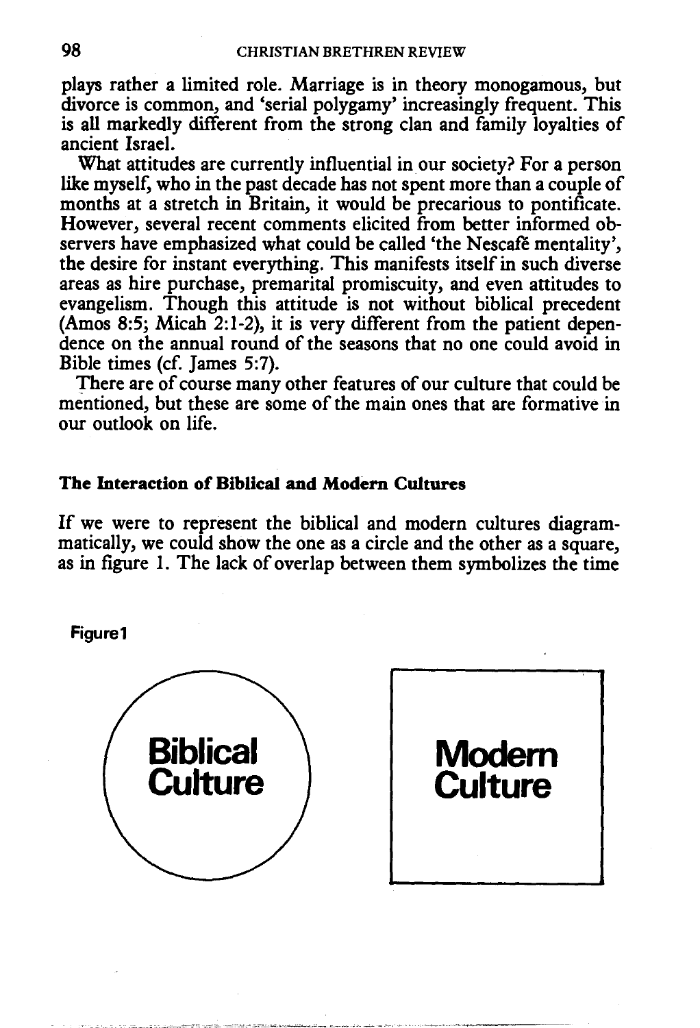plays rather a limited role. Marriage is in theory monogamous, but divorce is common, and 'serial polygamy' increasingly frequent. This is all markedly different from the strong clan and family loyalties of ancient Israel.

What attitudes are currently influential in our society? For a person like myself, who in the past decade has not spent more than a couple of months at a stretch in Britain, it would be precarious to pontificate. However, several recent comments elicited from better informed observers have emphasized what could be called 'the Nescafé mentality', the desire for instant everything. This manifests itself in such diverse areas as hire purchase, premarital promiscuity, and even attitudes to evangelism. Though this attitude is not without biblical precedent (Amos 8:5; Micah 2:1-2), it is very different from the patient dependence on the annual round of the seasons that no one could avoid in Bible times (cf. James 5:7).

There are of course many other features of our culture that could be mentioned, but these are some of the main ones that are formative in our outlook on life.

### The Interaction of Biblical and Modern Cultures

If we were to represent the biblical and modern cultures diagrammatically, we could show the one as a circle and the other as a square, as in figure 1. The lack of overlap between them symbolizes the time

Figure 1

Biblical Culture

Modern Culture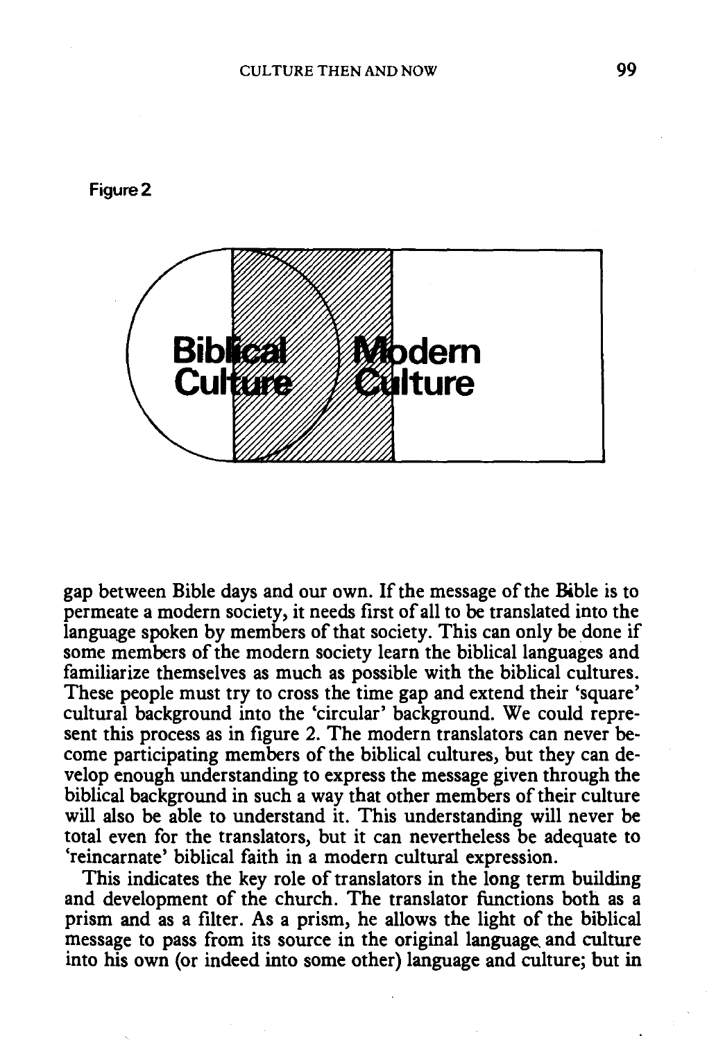Figure 2

Biblical Culture

Modern Culture

gap between Bible days and our own. If the message of the Bible is to permeate a modern society, it needs first of all to be translated into the language spoken by members of that society. This can only be done if some members of the modern society learn the biblical languages and familiarize themselves as much as possible with the biblical cultures. These people must try to cross the time gap and extend their 'square' cultural background into the 'circular' background. We could represent this process as in figure 2. The modern translators can never become participating members of the biblical cultures, but they can develop enough understanding to express the message given through the biblical background in such a way that other members of their culture will also be able to understand it. This understanding will never be total even for the translators, but it can nevertheless be adequate to 'reincarnate' biblical faith in a modern cultural expression.

This indicates the key role of translators in the long term building and development of the church. The translator functions both as a prism and as a filter. As a prism, he allows the light of the biblical message to pass from its source in the original language and culture into his own (or indeed into some other) language and culture; but in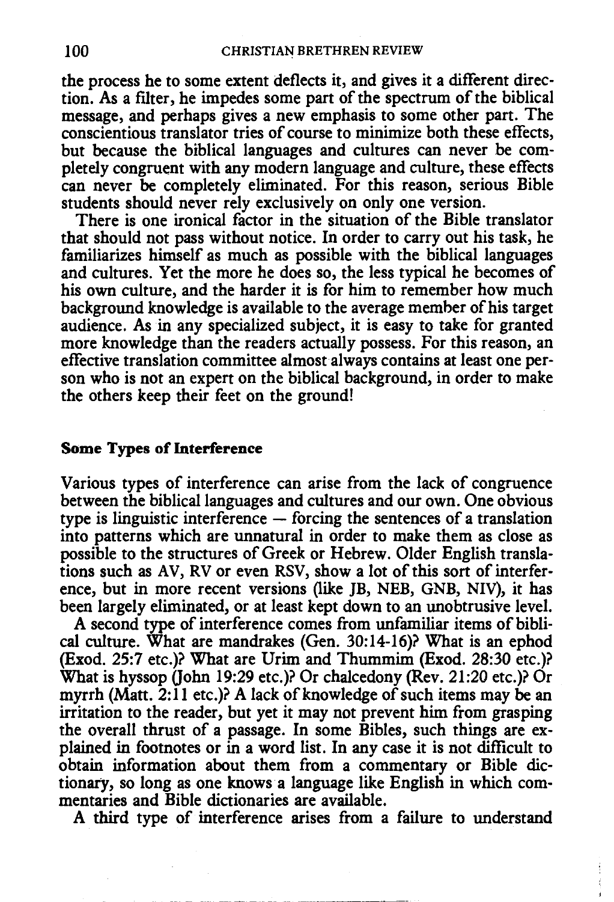the process he to some extent deflects it, and gives it a different direction. As a filter, he impedes some part of the spectrum of the biblical message, and perhaps gives a new emphasis to some other part. The conscientious translator tries of course to minimize both these effects, but because the biblical languages and cultures can never be completely congruent with any modern language and culture, these effects can never be completely eliminated. For this reason, serious Bible students should never rely exclusively on only one version.

There is one ironical factor in the situation of the Bible translator that should not pass without notice. In order to carry out his task, he familiarizes himself as much as possible with the biblical languages and cultures. Yet the more he does so, the less typical he becomes of his own culture, and the harder it is for him to remember how much background knowledge is available to the average member of his target audience. As in any specialized subject, it is easy to take for granted more knowledge than the readers actually possess. For this reason, an effective translation committee almost always contains at least one person who is not an expert on the biblical background, in order to make the others keep their feet on the ground!

## Some Types of Interference

Various types of interference can arise from the lack of congruence between the biblical languages and cultures and our own. One obvious type is linguistic interference — forcing the sentences of a translation into patterns which are unnatural in order to make them as close as possible to the structures of Greek or Hebrew. Older English translations such as AV, RV or even RSV, show a lot of this sort of interference, but in more recent versions (like JB, NEB, GNB, NIV), it has been largely eliminated, or at least kept down to an unobtrusive level.

A second type of interference comes from unfamiliar items of biblical culture. What are mandrakes (Gen. 30:14-16)? What is an ephod (Exod. 25:7 etc.)? What are Urim and Thummim (Exod. 28:30 etc.)? What is hyssop (John 19:29 etc.)? Or chalcedony (Rev. 21:20 etc.)? Or myrrh (Matt. 2:11 etc.)? A lack of knowledge of such items may be an irritation to the reader, but yet it may not prevent him from grasping the overall thrust of a passage. In some Bibles, such things are explained in footnotes or in a word list. In any case it is not difficult to obtain information about them from a commentary or Bible dictionary, so long as one knows a language like English in which commentaries and Bible dictionaries are available.

A third type of interference arises from a failure to understand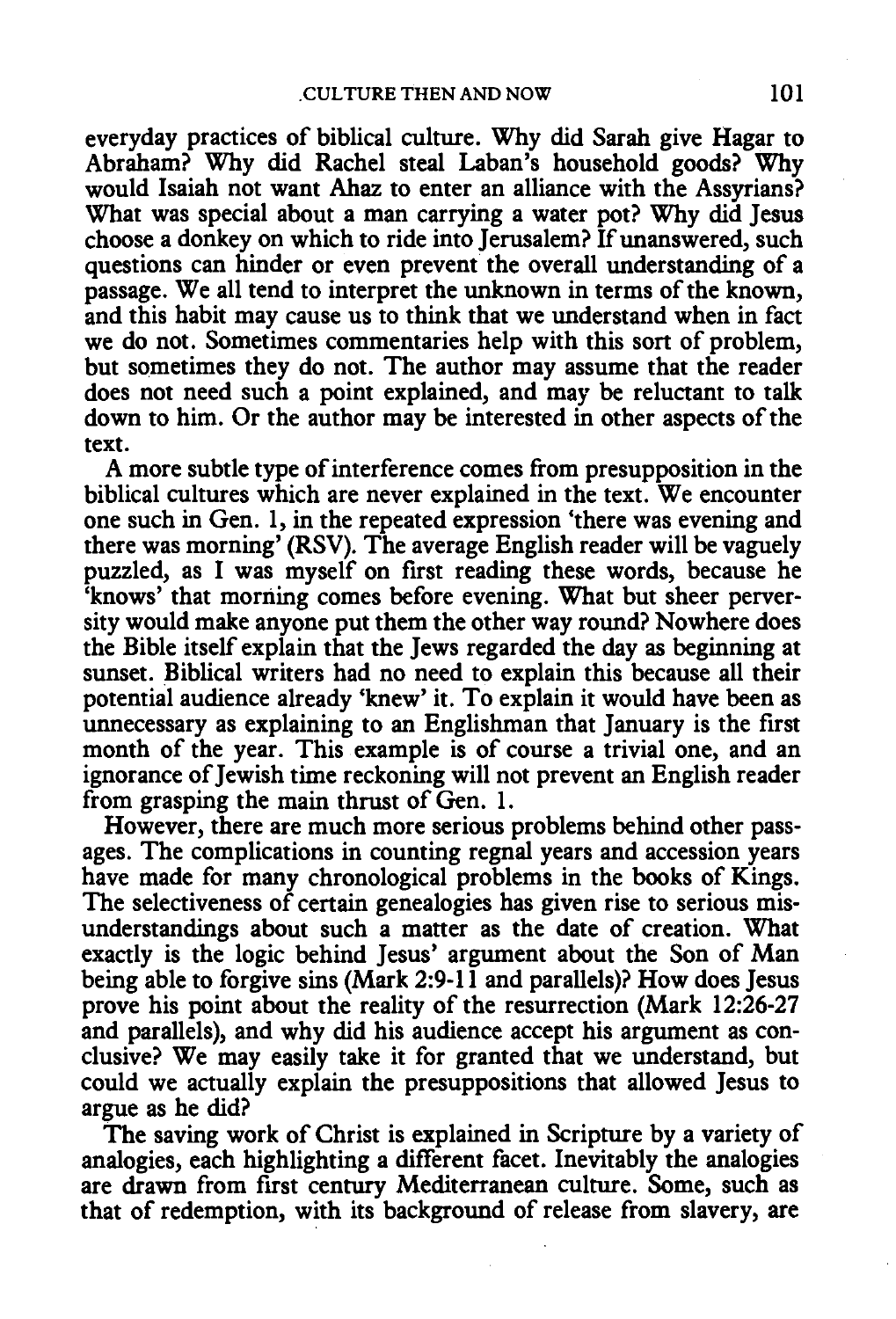everyday practices of biblical culture. Why did Sarah give Hagar to Abraham? Why did Rachel steal Laban's household goods? Why would Isaiah not want Ahaz to enter an alliance with the Assyrians? What was special about a man carrying a water pot? Why did Jesus choose a donkey on which to ride into Jerusalem? If unanswered, such questions can hinder or even prevent the overall understanding of a passage. We all tend to interpret the unknown in terms of the known, and this habit may cause us to think that we understand when in fact we do not. Sometimes commentaries help with this sort of problem, but sometimes they do not. The author may assume that the reader does not need such a point explained, and may be reluctant to talk down to him. Or the author may be interested in other aspects of the text.

A more subtle type of interference comes from presupposition in the biblical cultures which are never explained in the text. We encounter one such in Gen. 1, in the repeated expression 'there was evening and there was morning' (RSV). The average English reader will be vaguely puzzled, as I was myself on first reading these words, because he 'knows' that morning comes before evening. What but sheer perversity would make anyone put them the other way round? Nowhere does the Bible itself explain that the Jews regarded the day as beginning at sunset. Biblical writers had no need to explain this because all their potential audience already 'knew' it. To explain it would have been as unnecessary as explaining to an Englishman that January is the first month of the year. This example is of course a trivial one, and an ignorance of Jewish time reckoning will not prevent an English reader from grasping the main thrust of Gen. 1.

However, there are much more serious problems behind other passages. The complications in counting regnal years and accession years have made for many chronological problems in the books of Kings. The selectiveness of certain genealogies has given rise to serious misunderstandings about such a matter as the date of creation. What exactly is the logic behind Jesus' argument about the Son of Man being able to forgive sins (Mark 2:9-11 and parallels)? How does Jesus prove his point about the reality of the resurrection (Mark 12:26-27 and parallels), and why did his audience accept his argument as conclusive? We may easily take it for granted that we understand, but could we actually explain the presuppositions that allowed Jesus to argue as he did?

The saving work of Christ is explained in Scripture by a variety of analogies, each highlighting a different facet. Inevitably the analogies are drawn from first century Mediterranean culture. Some, such as that of redemption, with its background of release from slavery, are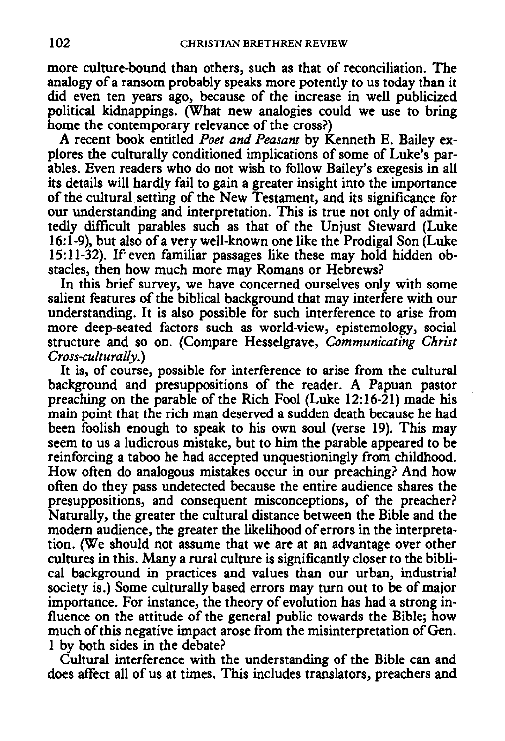more culture-bound than others, such as that of reconciliation. The analogy of a ransom probably speaks more potently to us today than it did even ten years ago, because of the increase in well publicized political kidnappings. (What new analogies could we use to bring home the contemporary relevance of the cross?)

A recent book entitled *Poet and Peasant* by Kenneth E. Bailey explores the culturally conditioned implications of some of Luke's parables. Even readers who do not wish to follow Bailey's exegesis in all its details will hardly fail to gain a greater insight into the importance of the cultural setting of the New Testament, and its significance for our understanding and interpretation. This is true not only of admittedly difficult parables such as that of the Unjust Steward (Luke 16:1-9), but also of a very well-known one like the Prodigal Son (Luke 15:11-32). If even familiar passages like these may hold hidden obstacles, then how much more may Romans or Hebrews?

In this brief survey, we have concerned ourselves only with some salient features of the biblical background that may interfere with our understanding. It is also possible for such interference to arise from more deep-seated factors such as world-view, epistemology, social structure and so on. (Compare Hesselgrave, *Communicating Christ Cross-culturally.*)

It is, of course, possible for interference to arise from the cultural background and presuppositions of the reader. A Papuan pastor preaching on the parable of the Rich Fool (Luke 12:16-21) made his main point that the rich man deserved a sudden death because he had been foolish enough to speak to his own soul (verse 19). This may seem to us a ludicrous mistake, but to him the parable appeared to be reinforcing a taboo he had accepted unquestioningly from childhood. How often do analogous mistakes occur in our preaching? And how often do they pass undetected because the entire audience shares the presuppositions, and consequent misconceptions, of the preacher? Naturally, the greater the cultural distance between the Bible and the modern audience, the greater the likelihood of errors in the interpretation. (We should not assume that we are at an advantage over other cultures in this. Many a rural culture is significantly closer to the biblical background in practices and values than our urban, industrial society is.) Some culturally based errors may turn out to be of major importance. For instance, the theory of evolution has had a strong influence on the attitude of the general public towards the Bible; how much of this negative impact arose from the misinterpretation of Gen. 1 by both sides in the debate?

Cultural interference with the understanding of the Bible can and does affect all of us at times. This includes translators, preachers and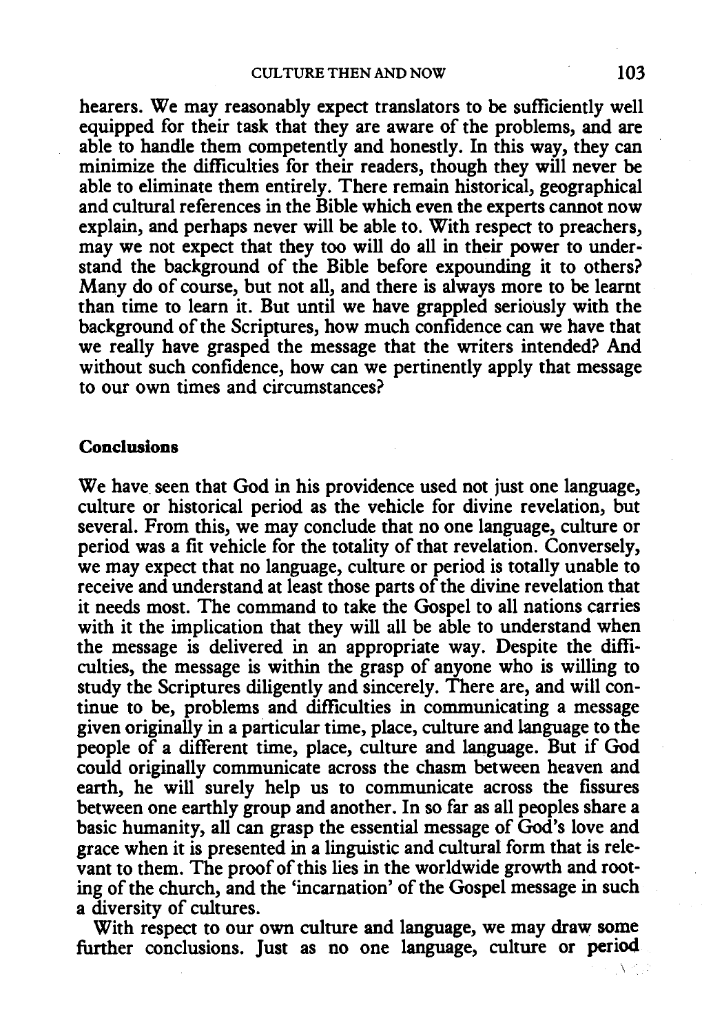hearers. We may reasonably expect translators to be sufficiently well equipped for their task that they are aware of the problems, and are able to handle them competently and honestly. In this way, they can minimize the difficulties for their readers, though they will never be able to eliminate them entirely. There remain historical, geographical and cultural references in the Bible which even the experts cannot now explain, and perhaps never will be able to. With respect to preachers, may we not expect that they too will do all in their power to understand the background of the Bible before expounding it to others? Many do of course, but not all, and there is always more to be learnt than time to learn it. But until we have grappled seriously with the background of the Scriptures, how much confidence can we have that we really have grasped the message that the writers intended? And without such confidence, how can we pertinently apply that message to our own times and circumstances?

## Conclusions

We have seen that God in his providence used not just one language, culture or historical period as the vehicle for divine revelation, but several. From this, we may conclude that no one language, culture or period was a fit vehicle for the totality of that revelation. Conversely, we may expect that no language, culture or period is totally unable to receive and understand at least those parts of the divine revelation that it needs most. The command to take the Gospel to all nations carries with it the implication that they will all be able to understand when the message is delivered in an appropriate way. Despite the difficulties, the message is within the grasp of anyone who is willing to study the Scriptures diligently and sincerely. There are, and will continue to be, problems and difficulties in communicating a message given originally in a particular time, place, culture and language to the people of a different time, place, culture and language. But if God could originally communicate across the chasm between heaven and earth, he will surely help us to communicate across the fissures between one earthly group and another. In so far as all peoples share a basic humanity, all can grasp the essential message of God's love and grace when it is presented in a linguistic and cultural form that is relevant to them. The proof of this lies in the worldwide growth and rooting of the church, and the 'incarnation' of the Gospel message in such a diversity of cultures.

With respect to our own culture and language, we may draw some further conclusions. Just as no one language, culture or period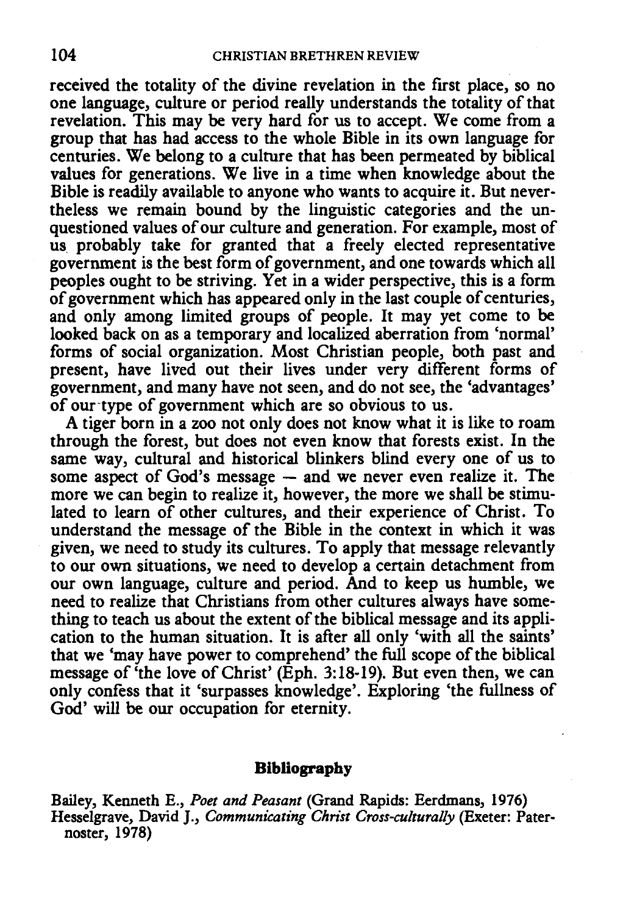received the totality of the divine revelation in the first place, so no one language, culture or period really understands the totality of that revelation. This may be very hard for us to accept. We come from a group that has had access to the whole Bible in its own language for centuries. We belong to a culture that has been permeated by biblical values for generations. We live in a time when knowledge about the Bible is readily available to anyone who wants to acquire it. But nevertheless we remain bound by the linguistic categories and the unquestioned values of our culture and generation. For example, most of us probably take for granted that a freely elected representative government is the best form of government, and one towards which all peoples ought to be striving. Yet in a wider perspective, this is a form of government which has appeared only in the last couple of centuries, and only among limited groups of people. It may yet come to be looked back on as a temporary and localized aberration from 'normal' forms of social organization. Most Christian people, both past and present, have lived out their lives under very different forms of government, and many have not seen, and do not see, the 'advantages' of our type of government which are so obvious to us.

A tiger born in a zoo not only does not know what it is like to roam through the forest, but does not even know that forests exist. In the same way, cultural and historical blinkers blind every one of us to some aspect of God's message — and we never even realize it. The more we can begin to realize it, however, the more we shall be stimulated to learn of other cultures, and their experience of Christ. To understand the message of the Bible in the context in which it was given, we need to study its cultures. To apply that message relevantly to our own situations, we need to develop a certain detachment from our own language, culture and period. And to keep us humble, we need to realize that Christians from other cultures always have something to teach us about the extent of the biblical message and its application to the human situation. It is after all only 'with all the saints' that we 'may have power to comprehend' the full scope of the biblical message of 'the love of Christ' (Eph. 3:18-19). But even then, we can only confess that it 'surpasses knowledge'. Exploring 'the fullness of God' will be our occupation for eternity.

## Bibliography

Bailey, Kenneth E., *Poet and Peasant* (Grand Rapids: Eerdmans, 1976)

Hesselgrave, David J., *Communicating Christ Cross-culturally* (Exeter: Paternoster, 1978)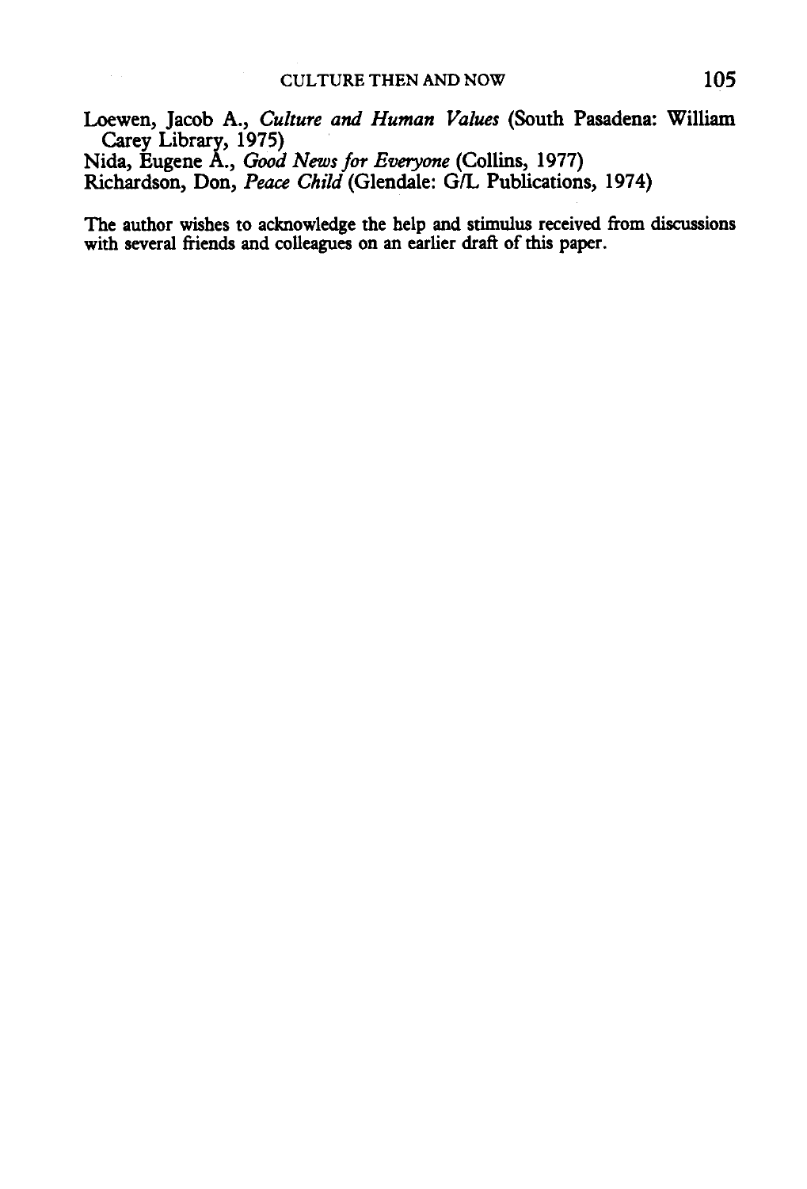Loewen, Jacob A., *Culture and Human Values* (South Pasadena: William Carey Library, 1975)

Nida, Eugene A., *Good News for Everyone* (Collins, 1977)

Richardson, Don, *Peace Child* (Glendale: G/L Publications, 1974)

The author wishes to acknowledge the help and stimulus received from discussions with several friends and colleagues on an earlier draft of this paper.